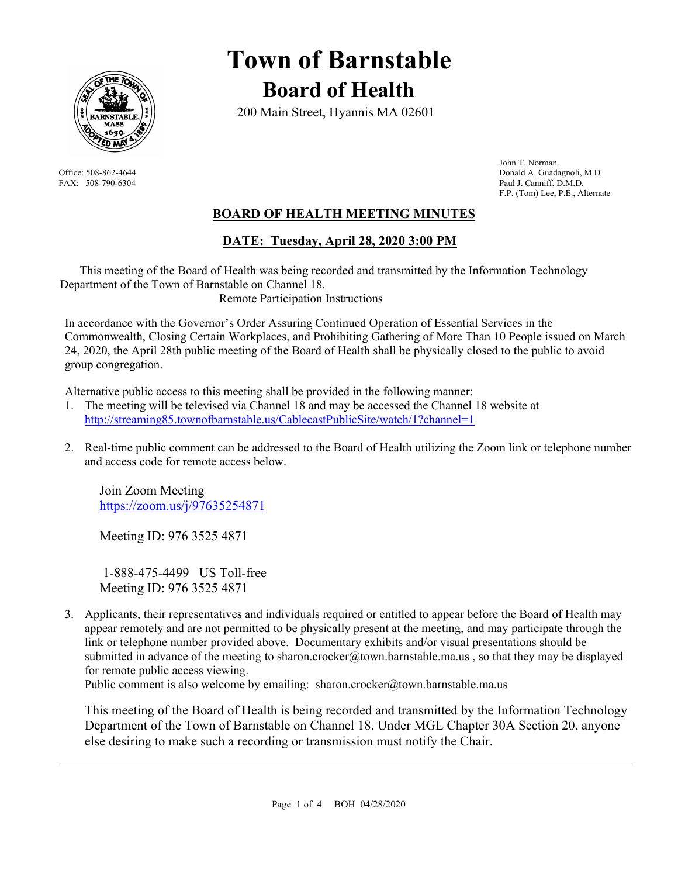# Town of Barnstable

## Board of Health

200 Main Street, Hyannis MA 02601

Office: 508-862-4644
FAX: 508-790-6304

John T. Norman.
Donald A. Guadagnoli, M.D
Paul J. Canniff, D.M.D.
F.P. (Tom) Lee, P.E., Alternate

## BOARD OF HEALTH MEETING MINUTES

### DATE: Tuesday, April 28, 2020 3:00 PM

This meeting of the Board of Health was being recorded and transmitted by the Information Technology Department of the Town of Barnstable on Channel 18.

Remote Participation Instructions

In accordance with the Governor's Order Assuring Continued Operation of Essential Services in the Commonwealth, Closing Certain Workplaces, and Prohibiting Gathering of More Than 10 People issued on March 24, 2020, the April 28th public meeting of the Board of Health shall be physically closed to the public to avoid group congregation.

Alternative public access to this meeting shall be provided in the following manner:

1. The meeting will be televised via Channel 18 and may be accessed the Channel 18 website at http://streaming85.townofbarnstable.us/CablecastPublicSite/watch/1?channel=1

2. Real-time public comment can be addressed to the Board of Health utilizing the Zoom link or telephone number and access code for remote access below.

   Join Zoom Meeting
   https://zoom.us/j/97635254871

   Meeting ID: 976 3525 4871

   1-888-475-4499 US Toll-free
   Meeting ID: 976 3525 4871

3. Applicants, their representatives and individuals required or entitled to appear before the Board of Health may appear remotely and are not permitted to be physically present at the meeting, and may participate through the link or telephone number provided above. Documentary exhibits and/or visual presentations should be submitted in advance of the meeting to sharon.crocker@town.barnstable.ma.us , so that they may be displayed for remote public access viewing.
   Public comment is also welcome by emailing: sharon.crocker@town.barnstable.ma.us

   This meeting of the Board of Health is being recorded and transmitted by the Information Technology Department of the Town of Barnstable on Channel 18. Under MGL Chapter 30A Section 20, anyone else desiring to make such a recording or transmission must notify the Chair.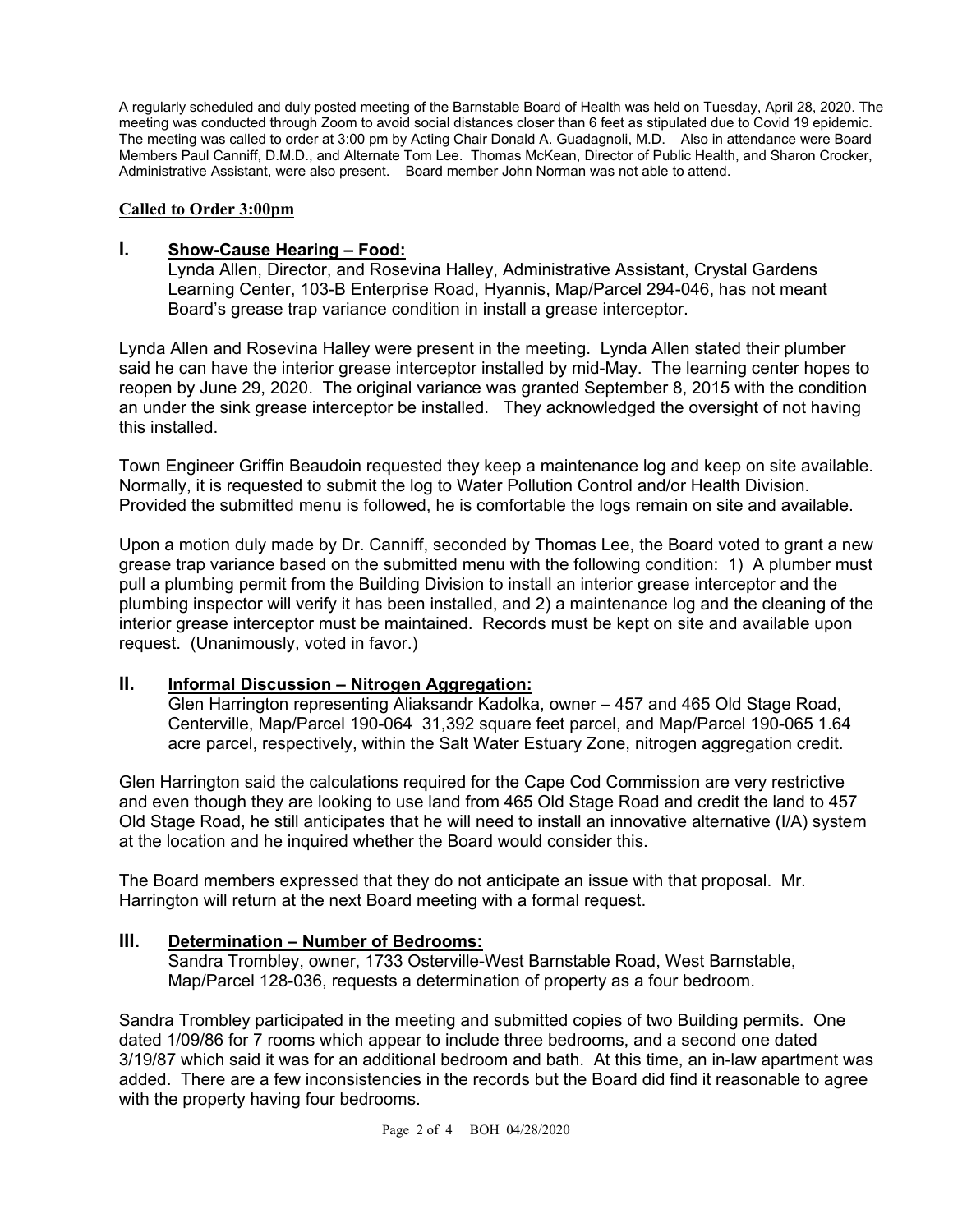A regularly scheduled and duly posted meeting of the Barnstable Board of Health was held on Tuesday, April 28, 2020. The meeting was conducted through Zoom to avoid social distances closer than 6 feet as stipulated due to Covid 19 epidemic. The meeting was called to order at 3:00 pm by Acting Chair Donald A. Guadagnoli, M.D. Also in attendance were Board Members Paul Canniff, D.M.D., and Alternate Tom Lee. Thomas McKean, Director of Public Health, and Sharon Crocker, Administrative Assistant, were also present. Board member John Norman was not able to attend.

**Called to Order 3:00pm**

## I. Show-Cause Hearing – Food:

Lynda Allen, Director, and Rosevina Halley, Administrative Assistant, Crystal Gardens Learning Center, 103-B Enterprise Road, Hyannis, Map/Parcel 294-046, has not meant Board's grease trap variance condition in install a grease interceptor.

Lynda Allen and Rosevina Halley were present in the meeting. Lynda Allen stated their plumber said he can have the interior grease interceptor installed by mid-May. The learning center hopes to reopen by June 29, 2020. The original variance was granted September 8, 2015 with the condition an under the sink grease interceptor be installed. They acknowledged the oversight of not having this installed.

Town Engineer Griffin Beaudoin requested they keep a maintenance log and keep on site available. Normally, it is requested to submit the log to Water Pollution Control and/or Health Division. Provided the submitted menu is followed, he is comfortable the logs remain on site and available.

Upon a motion duly made by Dr. Canniff, seconded by Thomas Lee, the Board voted to grant a new grease trap variance based on the submitted menu with the following condition: 1) A plumber must pull a plumbing permit from the Building Division to install an interior grease interceptor and the plumbing inspector will verify it has been installed, and 2) a maintenance log and the cleaning of the interior grease interceptor must be maintained. Records must be kept on site and available upon request. (Unanimously, voted in favor.)

## II. Informal Discussion – Nitrogen Aggregation:

Glen Harrington representing Aliaksandr Kadolka, owner – 457 and 465 Old Stage Road, Centerville, Map/Parcel 190-064 31,392 square feet parcel, and Map/Parcel 190-065 1.64 acre parcel, respectively, within the Salt Water Estuary Zone, nitrogen aggregation credit.

Glen Harrington said the calculations required for the Cape Cod Commission are very restrictive and even though they are looking to use land from 465 Old Stage Road and credit the land to 457 Old Stage Road, he still anticipates that he will need to install an innovative alternative (I/A) system at the location and he inquired whether the Board would consider this.

The Board members expressed that they do not anticipate an issue with that proposal. Mr. Harrington will return at the next Board meeting with a formal request.

## III. Determination – Number of Bedrooms:

Sandra Trombley, owner, 1733 Osterville-West Barnstable Road, West Barnstable, Map/Parcel 128-036, requests a determination of property as a four bedroom.

Sandra Trombley participated in the meeting and submitted copies of two Building permits. One dated 1/09/86 for 7 rooms which appear to include three bedrooms, and a second one dated 3/19/87 which said it was for an additional bedroom and bath. At this time, an in-law apartment was added. There are a few inconsistencies in the records but the Board did find it reasonable to agree with the property having four bedrooms.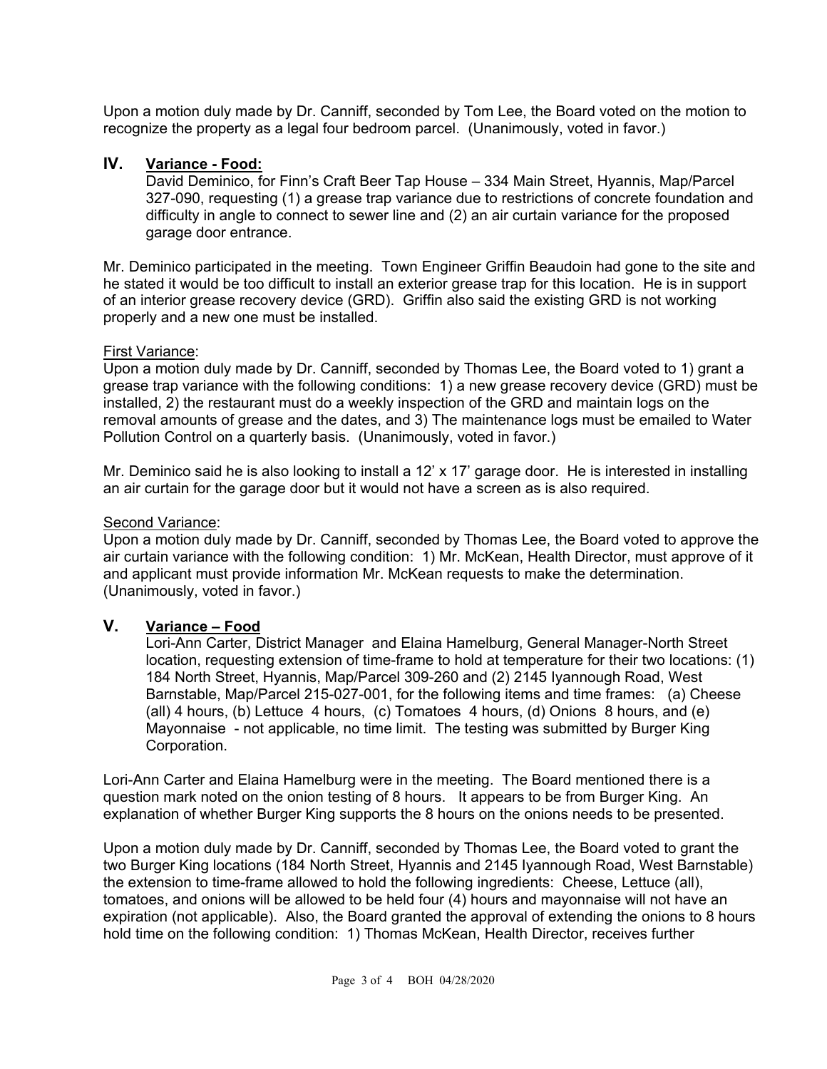Upon a motion duly made by Dr. Canniff, seconded by Tom Lee, the Board voted on the motion to recognize the property as a legal four bedroom parcel. (Unanimously, voted in favor.)

## IV. Variance - Food:

David Deminico, for Finn's Craft Beer Tap House – 334 Main Street, Hyannis, Map/Parcel 327-090, requesting (1) a grease trap variance due to restrictions of concrete foundation and difficulty in angle to connect to sewer line and (2) an air curtain variance for the proposed garage door entrance.

Mr. Deminico participated in the meeting. Town Engineer Griffin Beaudoin had gone to the site and he stated it would be too difficult to install an exterior grease trap for this location. He is in support of an interior grease recovery device (GRD). Griffin also said the existing GRD is not working properly and a new one must be installed.

First Variance:
Upon a motion duly made by Dr. Canniff, seconded by Thomas Lee, the Board voted to 1) grant a grease trap variance with the following conditions: 1) a new grease recovery device (GRD) must be installed, 2) the restaurant must do a weekly inspection of the GRD and maintain logs on the removal amounts of grease and the dates, and 3) The maintenance logs must be emailed to Water Pollution Control on a quarterly basis. (Unanimously, voted in favor.)

Mr. Deminico said he is also looking to install a 12' x 17' garage door. He is interested in installing an air curtain for the garage door but it would not have a screen as is also required.

Second Variance:
Upon a motion duly made by Dr. Canniff, seconded by Thomas Lee, the Board voted to approve the air curtain variance with the following condition: 1) Mr. McKean, Health Director, must approve of it and applicant must provide information Mr. McKean requests to make the determination. (Unanimously, voted in favor.)

## V. Variance – Food

Lori-Ann Carter, District Manager and Elaina Hamelburg, General Manager-North Street location, requesting extension of time-frame to hold at temperature for their two locations: (1) 184 North Street, Hyannis, Map/Parcel 309-260 and (2) 2145 Iyannough Road, West Barnstable, Map/Parcel 215-027-001, for the following items and time frames: (a) Cheese (all) 4 hours, (b) Lettuce 4 hours, (c) Tomatoes 4 hours, (d) Onions 8 hours, and (e) Mayonnaise - not applicable, no time limit. The testing was submitted by Burger King Corporation.

Lori-Ann Carter and Elaina Hamelburg were in the meeting. The Board mentioned there is a question mark noted on the onion testing of 8 hours. It appears to be from Burger King. An explanation of whether Burger King supports the 8 hours on the onions needs to be presented.

Upon a motion duly made by Dr. Canniff, seconded by Thomas Lee, the Board voted to grant the two Burger King locations (184 North Street, Hyannis and 2145 Iyannough Road, West Barnstable) the extension to time-frame allowed to hold the following ingredients: Cheese, Lettuce (all), tomatoes, and onions will be allowed to be held four (4) hours and mayonnaise will not have an expiration (not applicable). Also, the Board granted the approval of extending the onions to 8 hours hold time on the following condition: 1) Thomas McKean, Health Director, receives further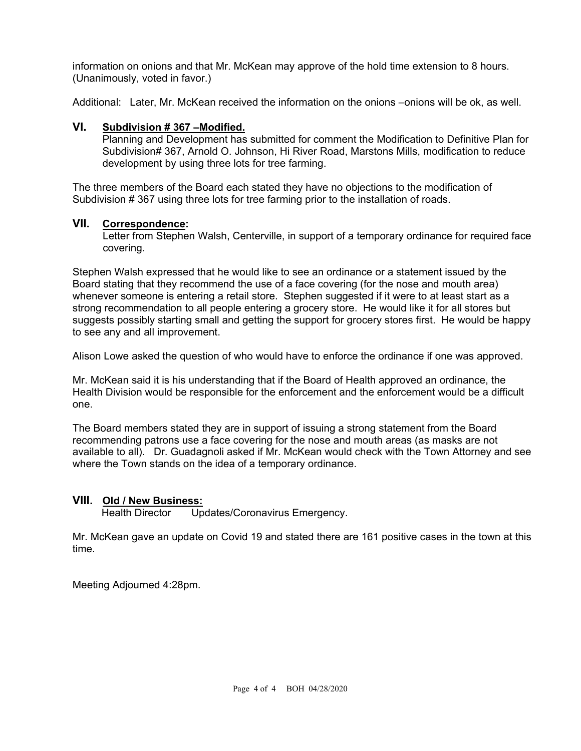information on onions and that Mr. McKean may approve of the hold time extension to 8 hours. (Unanimously, voted in favor.)

Additional: Later, Mr. McKean received the information on the onions –onions will be ok, as well.

## VI. Subdivision # 367 –Modified.

Planning and Development has submitted for comment the Modification to Definitive Plan for Subdivision# 367, Arnold O. Johnson, Hi River Road, Marstons Mills, modification to reduce development by using three lots for tree farming.

The three members of the Board each stated they have no objections to the modification of Subdivision # 367 using three lots for tree farming prior to the installation of roads.

## VII. Correspondence:

Letter from Stephen Walsh, Centerville, in support of a temporary ordinance for required face covering.

Stephen Walsh expressed that he would like to see an ordinance or a statement issued by the Board stating that they recommend the use of a face covering (for the nose and mouth area) whenever someone is entering a retail store. Stephen suggested if it were to at least start as a strong recommendation to all people entering a grocery store. He would like it for all stores but suggests possibly starting small and getting the support for grocery stores first. He would be happy to see any and all improvement.

Alison Lowe asked the question of who would have to enforce the ordinance if one was approved.

Mr. McKean said it is his understanding that if the Board of Health approved an ordinance, the Health Division would be responsible for the enforcement and the enforcement would be a difficult one.

The Board members stated they are in support of issuing a strong statement from the Board recommending patrons use a face covering for the nose and mouth areas (as masks are not available to all). Dr. Guadagnoli asked if Mr. McKean would check with the Town Attorney and see where the Town stands on the idea of a temporary ordinance.

## VIII. Old / New Business:

Health Director Updates/Coronavirus Emergency.

Mr. McKean gave an update on Covid 19 and stated there are 161 positive cases in the town at this time.

Meeting Adjourned 4:28pm.